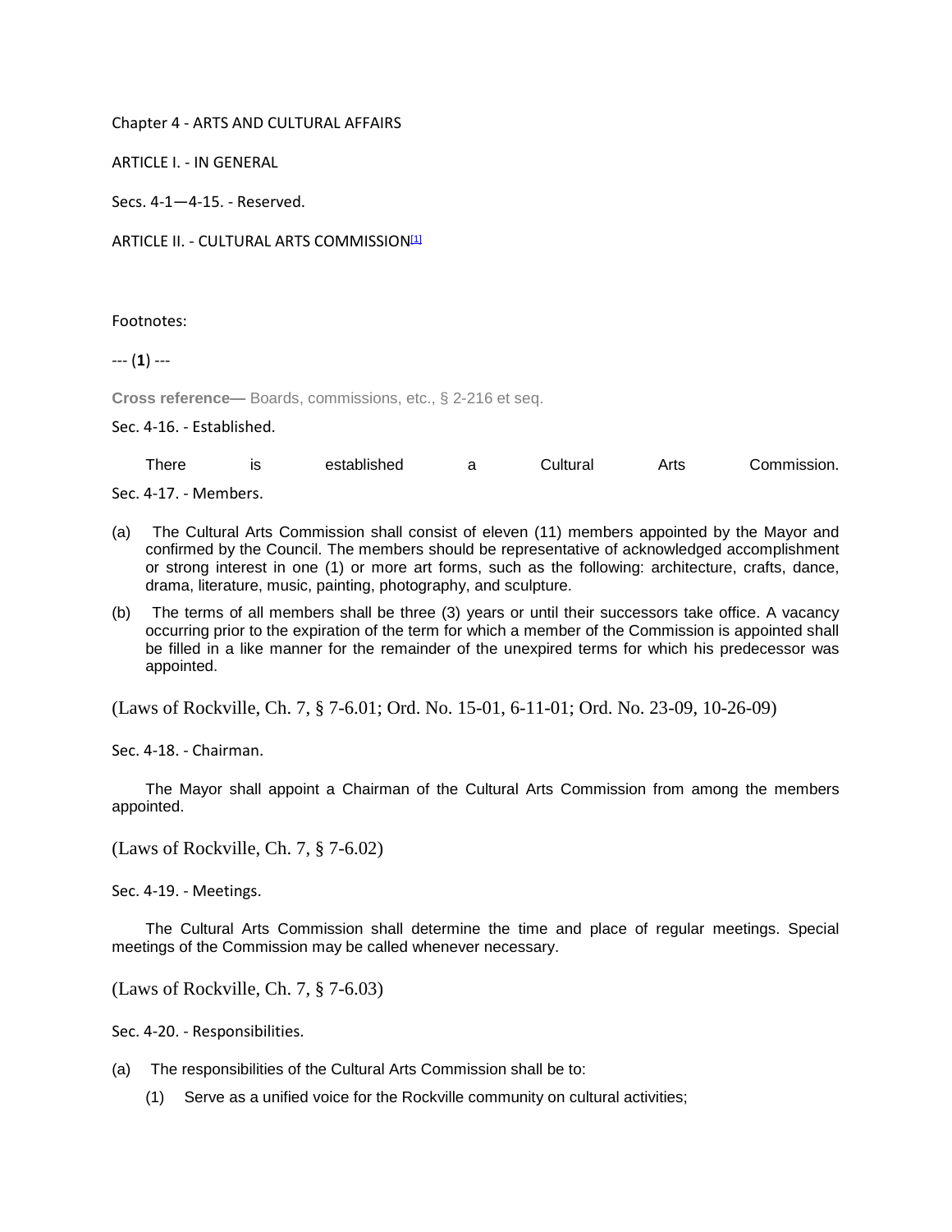# Chapter 4 - ARTS AND CULTURAL AFFAIRS

## ARTICLE I. - IN GENERAL

Secs. 4-1—4-15. - Reserved.

## ARTICLE II. - CULTURAL ARTS COMMISSION[1]

Footnotes:

--- (**1**) ---

**Cross reference—** Boards, commissions, etc., § 2-216 et seq.

### Sec. 4-16. - Established.

There is established a Cultural Arts Commission.

### Sec. 4-17. - Members.

(a) The Cultural Arts Commission shall consist of eleven (11) members appointed by the Mayor and confirmed by the Council. The members should be representative of acknowledged accomplishment or strong interest in one (1) or more art forms, such as the following: architecture, crafts, dance, drama, literature, music, painting, photography, and sculpture.

(b) The terms of all members shall be three (3) years or until their successors take office. A vacancy occurring prior to the expiration of the term for which a member of the Commission is appointed shall be filled in a like manner for the remainder of the unexpired terms for which his predecessor was appointed.

(Laws of Rockville, Ch. 7, § 7-6.01; Ord. No. 15-01, 6-11-01; Ord. No. 23-09, 10-26-09)

### Sec. 4-18. - Chairman.

The Mayor shall appoint a Chairman of the Cultural Arts Commission from among the members appointed.

(Laws of Rockville, Ch. 7, § 7-6.02)

### Sec. 4-19. - Meetings.

The Cultural Arts Commission shall determine the time and place of regular meetings. Special meetings of the Commission may be called whenever necessary.

(Laws of Rockville, Ch. 7, § 7-6.03)

### Sec. 4-20. - Responsibilities.

(a) The responsibilities of the Cultural Arts Commission shall be to:

(1) Serve as a unified voice for the Rockville community on cultural activities;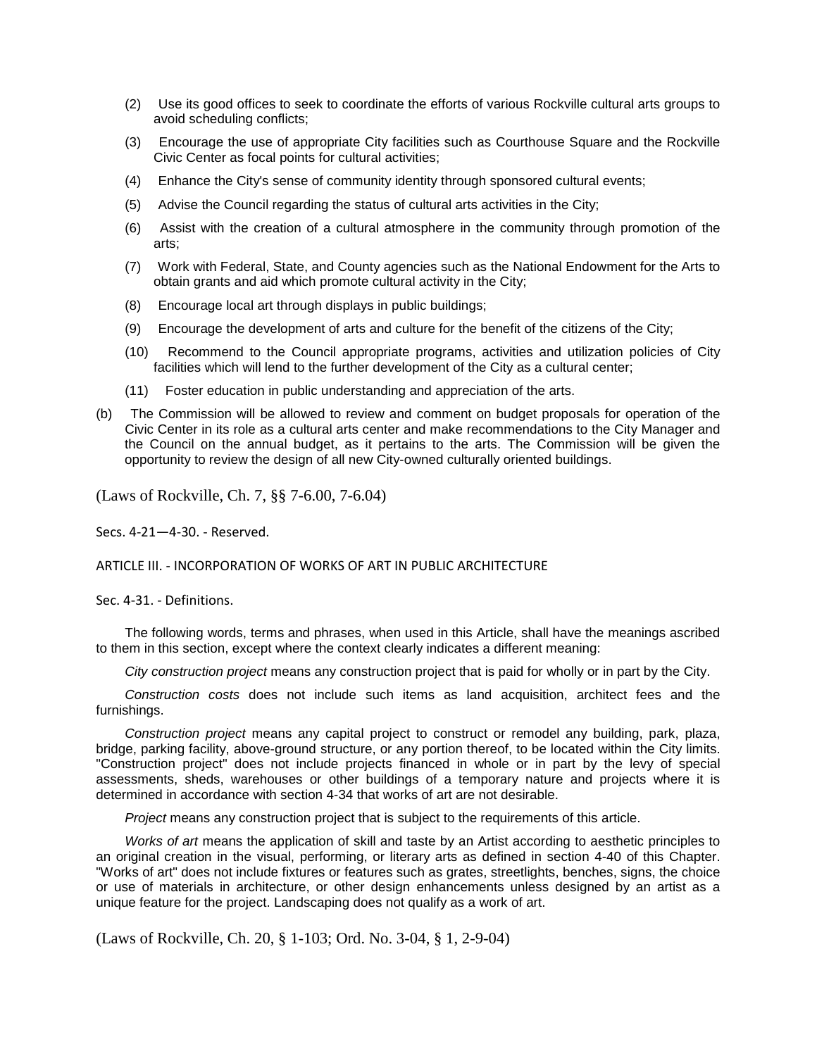(2) Use its good offices to seek to coordinate the efforts of various Rockville cultural arts groups to avoid scheduling conflicts;

(3) Encourage the use of appropriate City facilities such as Courthouse Square and the Rockville Civic Center as focal points for cultural activities;

(4) Enhance the City's sense of community identity through sponsored cultural events;

(5) Advise the Council regarding the status of cultural arts activities in the City;

(6) Assist with the creation of a cultural atmosphere in the community through promotion of the arts;

(7) Work with Federal, State, and County agencies such as the National Endowment for the Arts to obtain grants and aid which promote cultural activity in the City;

(8) Encourage local art through displays in public buildings;

(9) Encourage the development of arts and culture for the benefit of the citizens of the City;

(10) Recommend to the Council appropriate programs, activities and utilization policies of City facilities which will lend to the further development of the City as a cultural center;

(11) Foster education in public understanding and appreciation of the arts.

(b) The Commission will be allowed to review and comment on budget proposals for operation of the Civic Center in its role as a cultural arts center and make recommendations to the City Manager and the Council on the annual budget, as it pertains to the arts. The Commission will be given the opportunity to review the design of all new City-owned culturally oriented buildings.

(Laws of Rockville, Ch. 7, §§ 7-6.00, 7-6.04)

Secs. 4-21—4-30. - Reserved.

## ARTICLE III. - INCORPORATION OF WORKS OF ART IN PUBLIC ARCHITECTURE

### Sec. 4-31. - Definitions.

The following words, terms and phrases, when used in this Article, shall have the meanings ascribed to them in this section, except where the context clearly indicates a different meaning:

*City construction project* means any construction project that is paid for wholly or in part by the City.

*Construction costs* does not include such items as land acquisition, architect fees and the furnishings.

*Construction project* means any capital project to construct or remodel any building, park, plaza, bridge, parking facility, above-ground structure, or any portion thereof, to be located within the City limits. "Construction project" does not include projects financed in whole or in part by the levy of special assessments, sheds, warehouses or other buildings of a temporary nature and projects where it is determined in accordance with section 4-34 that works of art are not desirable.

*Project* means any construction project that is subject to the requirements of this article.

*Works of art* means the application of skill and taste by an Artist according to aesthetic principles to an original creation in the visual, performing, or literary arts as defined in section 4-40 of this Chapter. "Works of art" does not include fixtures or features such as grates, streetlights, benches, signs, the choice or use of materials in architecture, or other design enhancements unless designed by an artist as a unique feature for the project. Landscaping does not qualify as a work of art.

(Laws of Rockville, Ch. 20, § 1-103; Ord. No. 3-04, § 1, 2-9-04)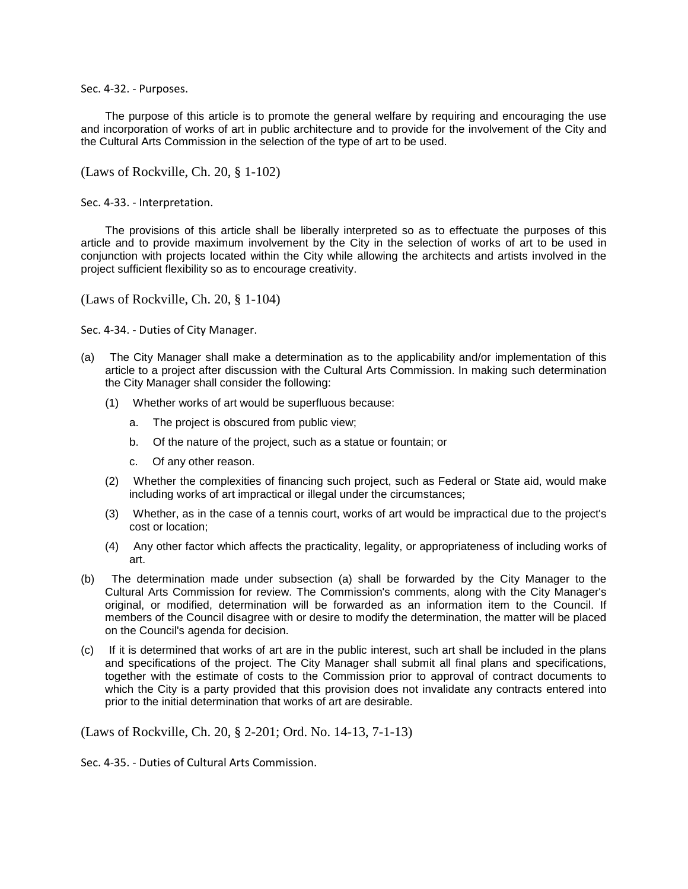Sec. 4-32. - Purposes.

The purpose of this article is to promote the general welfare by requiring and encouraging the use and incorporation of works of art in public architecture and to provide for the involvement of the City and the Cultural Arts Commission in the selection of the type of art to be used.

(Laws of Rockville, Ch. 20, § 1-102)

Sec. 4-33. - Interpretation.

The provisions of this article shall be liberally interpreted so as to effectuate the purposes of this article and to provide maximum involvement by the City in the selection of works of art to be used in conjunction with projects located within the City while allowing the architects and artists involved in the project sufficient flexibility so as to encourage creativity.

(Laws of Rockville, Ch. 20, § 1-104)

Sec. 4-34. - Duties of City Manager.

(a) The City Manager shall make a determination as to the applicability and/or implementation of this article to a project after discussion with the Cultural Arts Commission. In making such determination the City Manager shall consider the following:

  (1) Whether works of art would be superfluous because:

    a. The project is obscured from public view;

    b. Of the nature of the project, such as a statue or fountain; or

    c. Of any other reason.

  (2) Whether the complexities of financing such project, such as Federal or State aid, would make including works of art impractical or illegal under the circumstances;

  (3) Whether, as in the case of a tennis court, works of art would be impractical due to the project's cost or location;

  (4) Any other factor which affects the practicality, legality, or appropriateness of including works of art.

(b) The determination made under subsection (a) shall be forwarded by the City Manager to the Cultural Arts Commission for review. The Commission's comments, along with the City Manager's original, or modified, determination will be forwarded as an information item to the Council. If members of the Council disagree with or desire to modify the determination, the matter will be placed on the Council's agenda for decision.

(c) If it is determined that works of art are in the public interest, such art shall be included in the plans and specifications of the project. The City Manager shall submit all final plans and specifications, together with the estimate of costs to the Commission prior to approval of contract documents to which the City is a party provided that this provision does not invalidate any contracts entered into prior to the initial determination that works of art are desirable.

(Laws of Rockville, Ch. 20, § 2-201; Ord. No. 14-13, 7-1-13)

Sec. 4-35. - Duties of Cultural Arts Commission.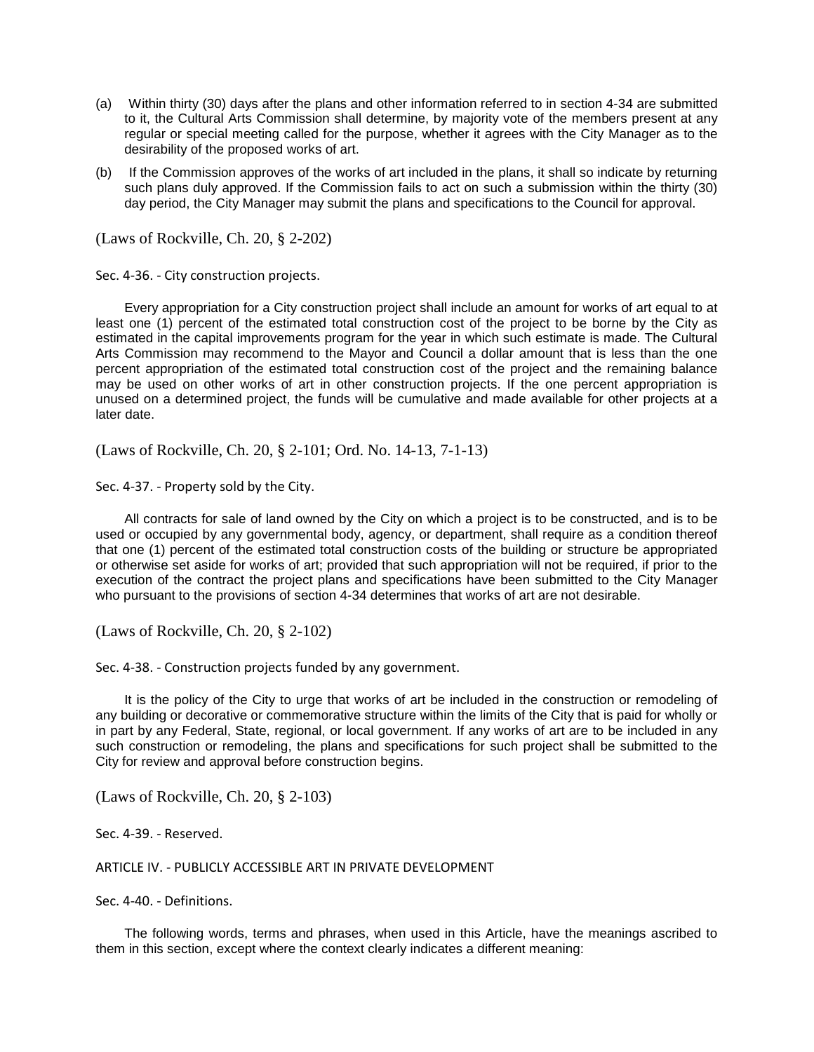(a) Within thirty (30) days after the plans and other information referred to in section 4-34 are submitted to it, the Cultural Arts Commission shall determine, by majority vote of the members present at any regular or special meeting called for the purpose, whether it agrees with the City Manager as to the desirability of the proposed works of art.

(b) If the Commission approves of the works of art included in the plans, it shall so indicate by returning such plans duly approved. If the Commission fails to act on such a submission within the thirty (30) day period, the City Manager may submit the plans and specifications to the Council for approval.

(Laws of Rockville, Ch. 20, § 2-202)

### Sec. 4-36. - City construction projects.

Every appropriation for a City construction project shall include an amount for works of art equal to at least one (1) percent of the estimated total construction cost of the project to be borne by the City as estimated in the capital improvements program for the year in which such estimate is made. The Cultural Arts Commission may recommend to the Mayor and Council a dollar amount that is less than the one percent appropriation of the estimated total construction cost of the project and the remaining balance may be used on other works of art in other construction projects. If the one percent appropriation is unused on a determined project, the funds will be cumulative and made available for other projects at a later date.

(Laws of Rockville, Ch. 20, § 2-101; Ord. No. 14-13, 7-1-13)

### Sec. 4-37. - Property sold by the City.

All contracts for sale of land owned by the City on which a project is to be constructed, and is to be used or occupied by any governmental body, agency, or department, shall require as a condition thereof that one (1) percent of the estimated total construction costs of the building or structure be appropriated or otherwise set aside for works of art; provided that such appropriation will not be required, if prior to the execution of the contract the project plans and specifications have been submitted to the City Manager who pursuant to the provisions of section 4-34 determines that works of art are not desirable.

(Laws of Rockville, Ch. 20, § 2-102)

### Sec. 4-38. - Construction projects funded by any government.

It is the policy of the City to urge that works of art be included in the construction or remodeling of any building or decorative or commemorative structure within the limits of the City that is paid for wholly or in part by any Federal, State, regional, or local government. If any works of art are to be included in any such construction or remodeling, the plans and specifications for such project shall be submitted to the City for review and approval before construction begins.

(Laws of Rockville, Ch. 20, § 2-103)

### Sec. 4-39. - Reserved.

## ARTICLE IV. - PUBLICLY ACCESSIBLE ART IN PRIVATE DEVELOPMENT

### Sec. 4-40. - Definitions.

The following words, terms and phrases, when used in this Article, have the meanings ascribed to them in this section, except where the context clearly indicates a different meaning: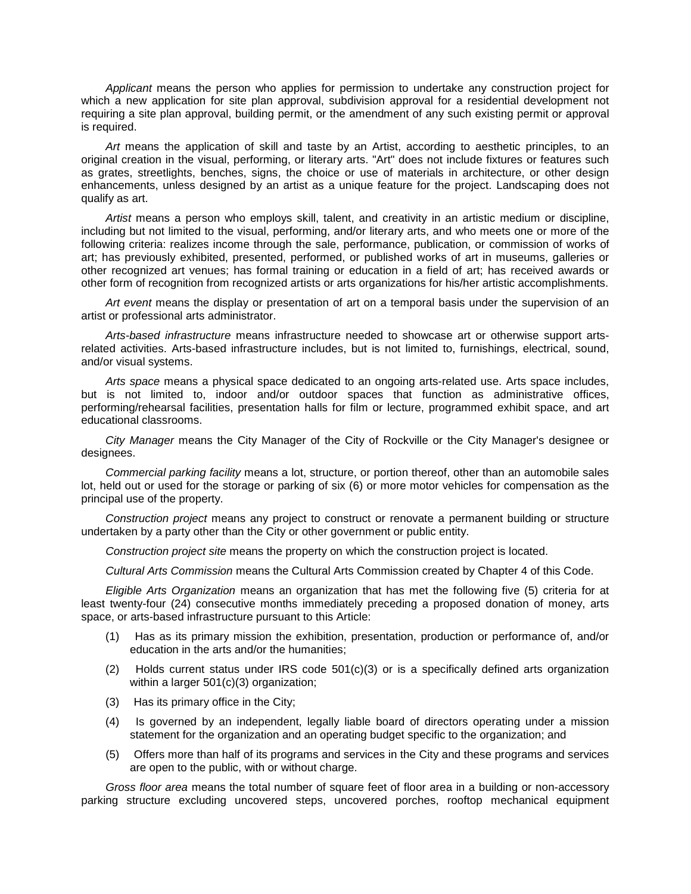*Applicant* means the person who applies for permission to undertake any construction project for which a new application for site plan approval, subdivision approval for a residential development not requiring a site plan approval, building permit, or the amendment of any such existing permit or approval is required.

*Art* means the application of skill and taste by an Artist, according to aesthetic principles, to an original creation in the visual, performing, or literary arts. "Art" does not include fixtures or features such as grates, streetlights, benches, signs, the choice or use of materials in architecture, or other design enhancements, unless designed by an artist as a unique feature for the project. Landscaping does not qualify as art.

*Artist* means a person who employs skill, talent, and creativity in an artistic medium or discipline, including but not limited to the visual, performing, and/or literary arts, and who meets one or more of the following criteria: realizes income through the sale, performance, publication, or commission of works of art; has previously exhibited, presented, performed, or published works of art in museums, galleries or other recognized art venues; has formal training or education in a field of art; has received awards or other form of recognition from recognized artists or arts organizations for his/her artistic accomplishments.

*Art event* means the display or presentation of art on a temporal basis under the supervision of an artist or professional arts administrator.

*Arts-based infrastructure* means infrastructure needed to showcase art or otherwise support arts-related activities. Arts-based infrastructure includes, but is not limited to, furnishings, electrical, sound, and/or visual systems.

*Arts space* means a physical space dedicated to an ongoing arts-related use. Arts space includes, but is not limited to, indoor and/or outdoor spaces that function as administrative offices, performing/rehearsal facilities, presentation halls for film or lecture, programmed exhibit space, and art educational classrooms.

*City Manager* means the City Manager of the City of Rockville or the City Manager's designee or designees.

*Commercial parking facility* means a lot, structure, or portion thereof, other than an automobile sales lot, held out or used for the storage or parking of six (6) or more motor vehicles for compensation as the principal use of the property.

*Construction project* means any project to construct or renovate a permanent building or structure undertaken by a party other than the City or other government or public entity.

*Construction project site* means the property on which the construction project is located.

*Cultural Arts Commission* means the Cultural Arts Commission created by Chapter 4 of this Code.

*Eligible Arts Organization* means an organization that has met the following five (5) criteria for at least twenty-four (24) consecutive months immediately preceding a proposed donation of money, arts space, or arts-based infrastructure pursuant to this Article:

(1) Has as its primary mission the exhibition, presentation, production or performance of, and/or education in the arts and/or the humanities;

(2) Holds current status under IRS code 501(c)(3) or is a specifically defined arts organization within a larger 501(c)(3) organization;

(3) Has its primary office in the City;

(4) Is governed by an independent, legally liable board of directors operating under a mission statement for the organization and an operating budget specific to the organization; and

(5) Offers more than half of its programs and services in the City and these programs and services are open to the public, with or without charge.

*Gross floor area* means the total number of square feet of floor area in a building or non-accessory parking structure excluding uncovered steps, uncovered porches, rooftop mechanical equipment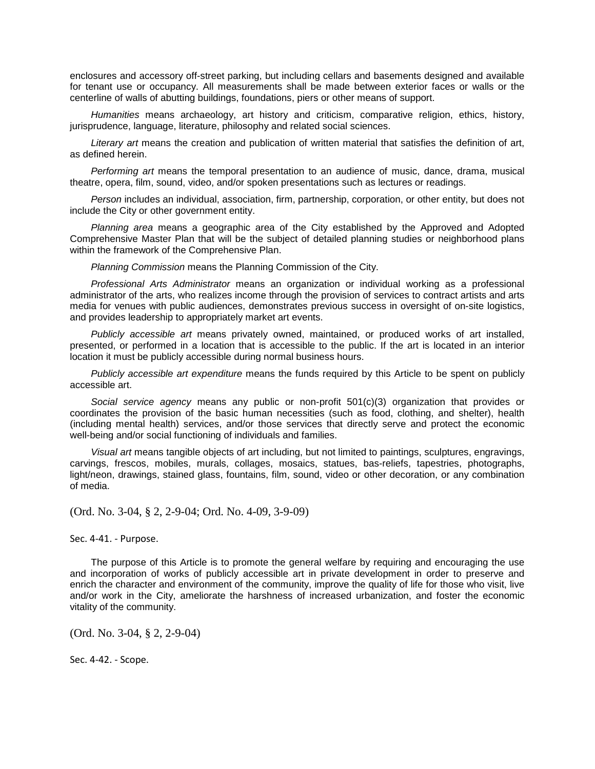enclosures and accessory off-street parking, but including cellars and basements designed and available for tenant use or occupancy. All measurements shall be made between exterior faces or walls or the centerline of walls of abutting buildings, foundations, piers or other means of support.

*Humanities* means archaeology, art history and criticism, comparative religion, ethics, history, jurisprudence, language, literature, philosophy and related social sciences.

*Literary art* means the creation and publication of written material that satisfies the definition of art, as defined herein.

*Performing art* means the temporal presentation to an audience of music, dance, drama, musical theatre, opera, film, sound, video, and/or spoken presentations such as lectures or readings.

*Person* includes an individual, association, firm, partnership, corporation, or other entity, but does not include the City or other government entity.

*Planning area* means a geographic area of the City established by the Approved and Adopted Comprehensive Master Plan that will be the subject of detailed planning studies or neighborhood plans within the framework of the Comprehensive Plan.

*Planning Commission* means the Planning Commission of the City.

*Professional Arts Administrator* means an organization or individual working as a professional administrator of the arts, who realizes income through the provision of services to contract artists and arts media for venues with public audiences, demonstrates previous success in oversight of on-site logistics, and provides leadership to appropriately market art events.

*Publicly accessible art* means privately owned, maintained, or produced works of art installed, presented, or performed in a location that is accessible to the public. If the art is located in an interior location it must be publicly accessible during normal business hours.

*Publicly accessible art expenditure* means the funds required by this Article to be spent on publicly accessible art.

*Social service agency* means any public or non-profit 501(c)(3) organization that provides or coordinates the provision of the basic human necessities (such as food, clothing, and shelter), health (including mental health) services, and/or those services that directly serve and protect the economic well-being and/or social functioning of individuals and families.

*Visual art* means tangible objects of art including, but not limited to paintings, sculptures, engravings, carvings, frescos, mobiles, murals, collages, mosaics, statues, bas-reliefs, tapestries, photographs, light/neon, drawings, stained glass, fountains, film, sound, video or other decoration, or any combination of media.

(Ord. No. 3-04, § 2, 2-9-04; Ord. No. 4-09, 3-9-09)

Sec. 4-41. - Purpose.

The purpose of this Article is to promote the general welfare by requiring and encouraging the use and incorporation of works of publicly accessible art in private development in order to preserve and enrich the character and environment of the community, improve the quality of life for those who visit, live and/or work in the City, ameliorate the harshness of increased urbanization, and foster the economic vitality of the community.

(Ord. No. 3-04, § 2, 2-9-04)

Sec. 4-42. - Scope.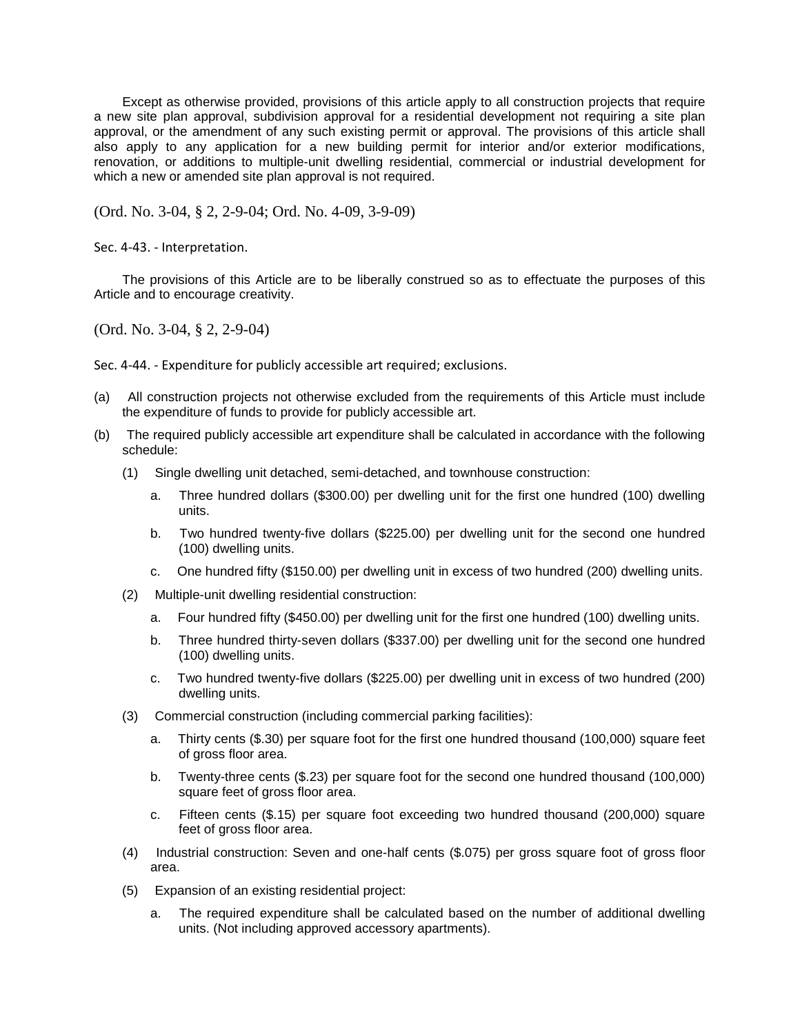Except as otherwise provided, provisions of this article apply to all construction projects that require a new site plan approval, subdivision approval for a residential development not requiring a site plan approval, or the amendment of any such existing permit or approval. The provisions of this article shall also apply to any application for a new building permit for interior and/or exterior modifications, renovation, or additions to multiple-unit dwelling residential, commercial or industrial development for which a new or amended site plan approval is not required.

(Ord. No. 3-04, § 2, 2-9-04; Ord. No. 4-09, 3-9-09)

Sec. 4-43. - Interpretation.

The provisions of this Article are to be liberally construed so as to effectuate the purposes of this Article and to encourage creativity.

(Ord. No. 3-04, § 2, 2-9-04)

Sec. 4-44. - Expenditure for publicly accessible art required; exclusions.

(a) All construction projects not otherwise excluded from the requirements of this Article must include the expenditure of funds to provide for publicly accessible art.

(b) The required publicly accessible art expenditure shall be calculated in accordance with the following schedule:

 (1) Single dwelling unit detached, semi-detached, and townhouse construction:

  a. Three hundred dollars ($300.00) per dwelling unit for the first one hundred (100) dwelling units.

  b. Two hundred twenty-five dollars ($225.00) per dwelling unit for the second one hundred (100) dwelling units.

  c. One hundred fifty ($150.00) per dwelling unit in excess of two hundred (200) dwelling units.

 (2) Multiple-unit dwelling residential construction:

  a. Four hundred fifty ($450.00) per dwelling unit for the first one hundred (100) dwelling units.

  b. Three hundred thirty-seven dollars ($337.00) per dwelling unit for the second one hundred (100) dwelling units.

  c. Two hundred twenty-five dollars ($225.00) per dwelling unit in excess of two hundred (200) dwelling units.

 (3) Commercial construction (including commercial parking facilities):

  a. Thirty cents ($.30) per square foot for the first one hundred thousand (100,000) square feet of gross floor area.

  b. Twenty-three cents ($.23) per square foot for the second one hundred thousand (100,000) square feet of gross floor area.

  c. Fifteen cents ($.15) per square foot exceeding two hundred thousand (200,000) square feet of gross floor area.

 (4) Industrial construction: Seven and one-half cents ($.075) per gross square foot of gross floor area.

 (5) Expansion of an existing residential project:

  a. The required expenditure shall be calculated based on the number of additional dwelling units. (Not including approved accessory apartments).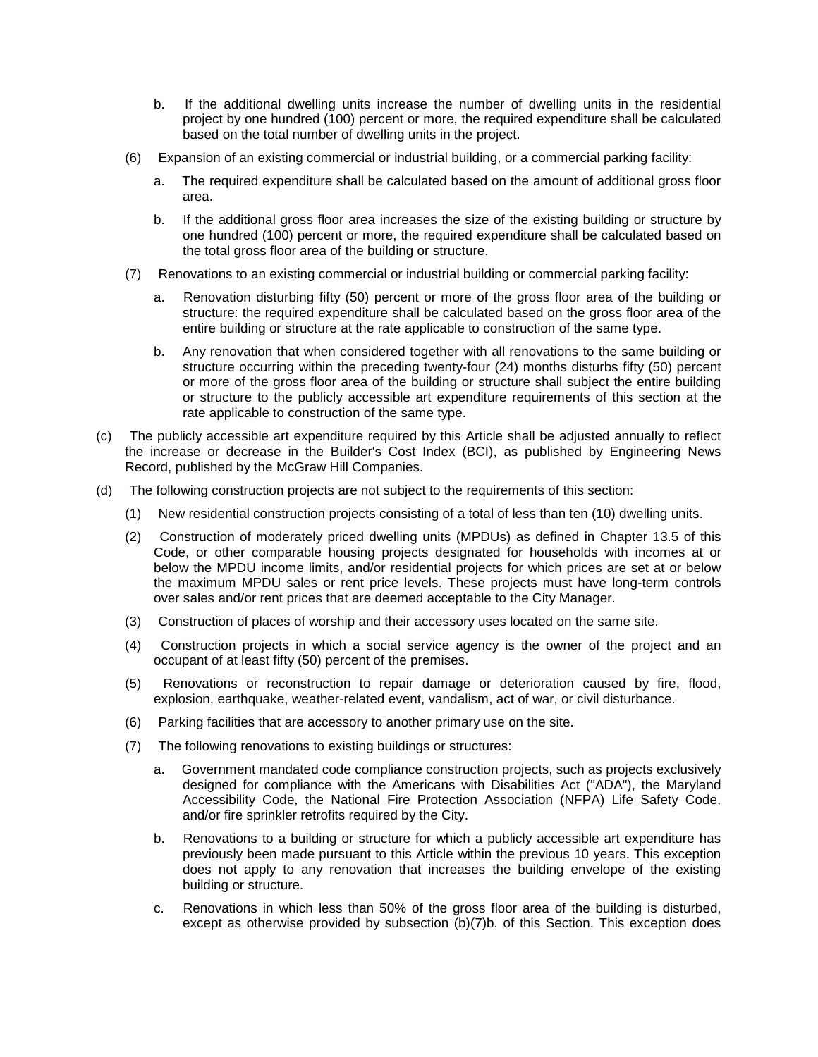b. If the additional dwelling units increase the number of dwelling units in the residential project by one hundred (100) percent or more, the required expenditure shall be calculated based on the total number of dwelling units in the project.

(6) Expansion of an existing commercial or industrial building, or a commercial parking facility:

a. The required expenditure shall be calculated based on the amount of additional gross floor area.

b. If the additional gross floor area increases the size of the existing building or structure by one hundred (100) percent or more, the required expenditure shall be calculated based on the total gross floor area of the building or structure.

(7) Renovations to an existing commercial or industrial building or commercial parking facility:

a. Renovation disturbing fifty (50) percent or more of the gross floor area of the building or structure: the required expenditure shall be calculated based on the gross floor area of the entire building or structure at the rate applicable to construction of the same type.

b. Any renovation that when considered together with all renovations to the same building or structure occurring within the preceding twenty-four (24) months disturbs fifty (50) percent or more of the gross floor area of the building or structure shall subject the entire building or structure to the publicly accessible art expenditure requirements of this section at the rate applicable to construction of the same type.

(c) The publicly accessible art expenditure required by this Article shall be adjusted annually to reflect the increase or decrease in the Builder's Cost Index (BCI), as published by Engineering News Record, published by the McGraw Hill Companies.

(d) The following construction projects are not subject to the requirements of this section:

(1) New residential construction projects consisting of a total of less than ten (10) dwelling units.

(2) Construction of moderately priced dwelling units (MPDUs) as defined in Chapter 13.5 of this Code, or other comparable housing projects designated for households with incomes at or below the MPDU income limits, and/or residential projects for which prices are set at or below the maximum MPDU sales or rent price levels. These projects must have long-term controls over sales and/or rent prices that are deemed acceptable to the City Manager.

(3) Construction of places of worship and their accessory uses located on the same site.

(4) Construction projects in which a social service agency is the owner of the project and an occupant of at least fifty (50) percent of the premises.

(5) Renovations or reconstruction to repair damage or deterioration caused by fire, flood, explosion, earthquake, weather-related event, vandalism, act of war, or civil disturbance.

(6) Parking facilities that are accessory to another primary use on the site.

(7) The following renovations to existing buildings or structures:

a. Government mandated code compliance construction projects, such as projects exclusively designed for compliance with the Americans with Disabilities Act ("ADA"), the Maryland Accessibility Code, the National Fire Protection Association (NFPA) Life Safety Code, and/or fire sprinkler retrofits required by the City.

b. Renovations to a building or structure for which a publicly accessible art expenditure has previously been made pursuant to this Article within the previous 10 years. This exception does not apply to any renovation that increases the building envelope of the existing building or structure.

c. Renovations in which less than 50% of the gross floor area of the building is disturbed, except as otherwise provided by subsection (b)(7)b. of this Section. This exception does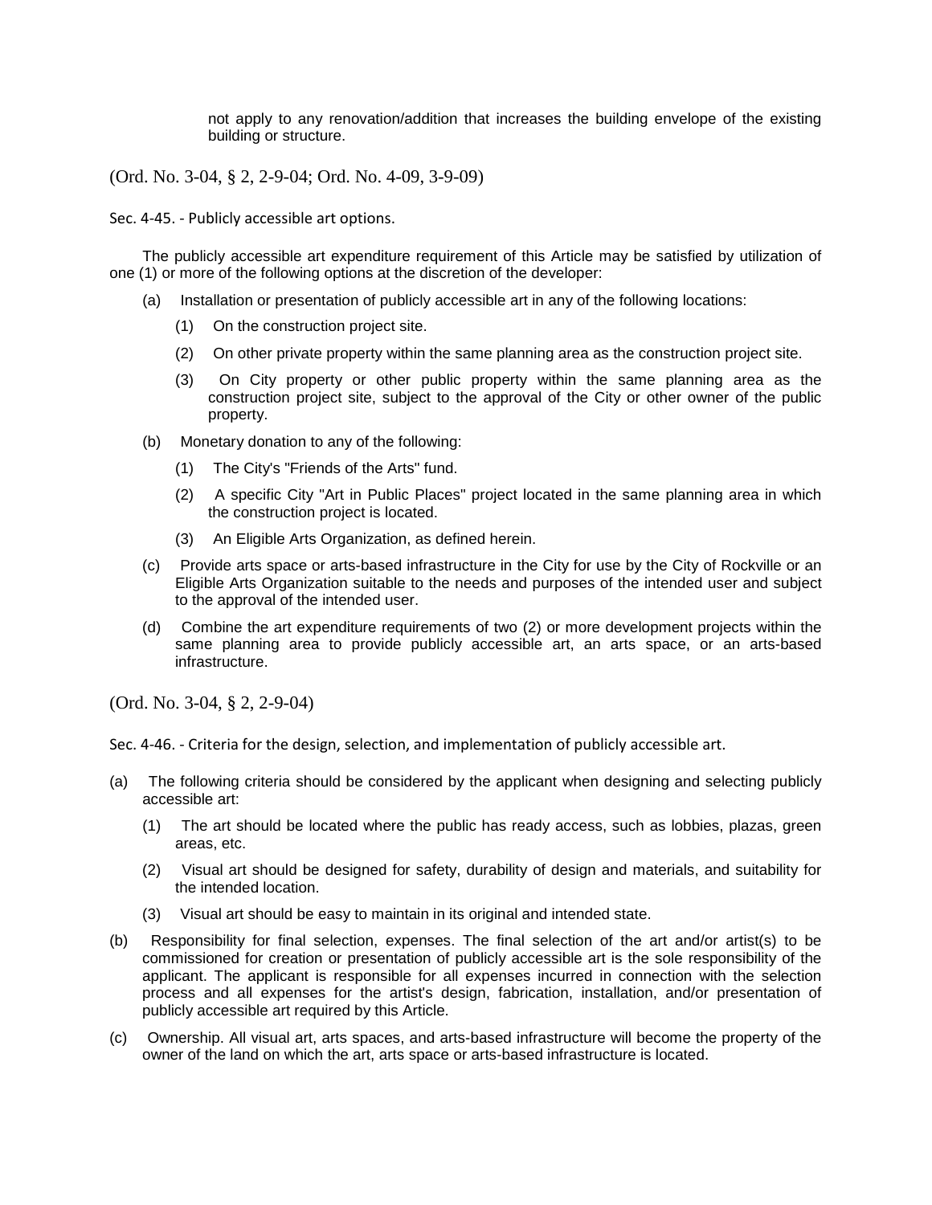not apply to any renovation/addition that increases the building envelope of the existing building or structure.

(Ord. No. 3-04, § 2, 2-9-04; Ord. No. 4-09, 3-9-09)

Sec. 4-45. - Publicly accessible art options.

The publicly accessible art expenditure requirement of this Article may be satisfied by utilization of one (1) or more of the following options at the discretion of the developer:

(a) Installation or presentation of publicly accessible art in any of the following locations:

(1) On the construction project site.

(2) On other private property within the same planning area as the construction project site.

(3) On City property or other public property within the same planning area as the construction project site, subject to the approval of the City or other owner of the public property.

(b) Monetary donation to any of the following:

(1) The City's "Friends of the Arts" fund.

(2) A specific City "Art in Public Places" project located in the same planning area in which the construction project is located.

(3) An Eligible Arts Organization, as defined herein.

(c) Provide arts space or arts-based infrastructure in the City for use by the City of Rockville or an Eligible Arts Organization suitable to the needs and purposes of the intended user and subject to the approval of the intended user.

(d) Combine the art expenditure requirements of two (2) or more development projects within the same planning area to provide publicly accessible art, an arts space, or an arts-based infrastructure.

(Ord. No. 3-04, § 2, 2-9-04)

Sec. 4-46. - Criteria for the design, selection, and implementation of publicly accessible art.

(a) The following criteria should be considered by the applicant when designing and selecting publicly accessible art:

(1) The art should be located where the public has ready access, such as lobbies, plazas, green areas, etc.

(2) Visual art should be designed for safety, durability of design and materials, and suitability for the intended location.

(3) Visual art should be easy to maintain in its original and intended state.

(b) Responsibility for final selection, expenses. The final selection of the art and/or artist(s) to be commissioned for creation or presentation of publicly accessible art is the sole responsibility of the applicant. The applicant is responsible for all expenses incurred in connection with the selection process and all expenses for the artist's design, fabrication, installation, and/or presentation of publicly accessible art required by this Article.

(c) Ownership. All visual art, arts spaces, and arts-based infrastructure will become the property of the owner of the land on which the art, arts space or arts-based infrastructure is located.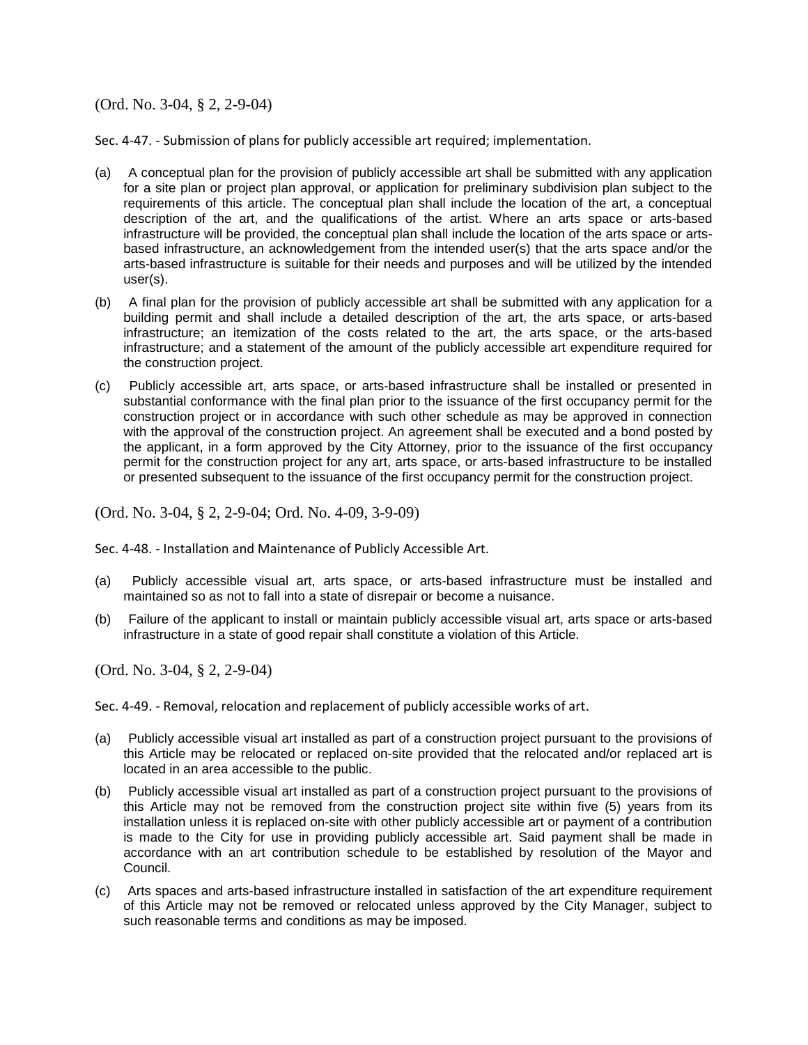(Ord. No. 3-04, § 2, 2-9-04)

Sec. 4-47. - Submission of plans for publicly accessible art required; implementation.

(a) A conceptual plan for the provision of publicly accessible art shall be submitted with any application for a site plan or project plan approval, or application for preliminary subdivision plan subject to the requirements of this article. The conceptual plan shall include the location of the art, a conceptual description of the art, and the qualifications of the artist. Where an arts space or arts-based infrastructure will be provided, the conceptual plan shall include the location of the arts space or arts-based infrastructure, an acknowledgement from the intended user(s) that the arts space and/or the arts-based infrastructure is suitable for their needs and purposes and will be utilized by the intended user(s).

(b) A final plan for the provision of publicly accessible art shall be submitted with any application for a building permit and shall include a detailed description of the art, the arts space, or arts-based infrastructure; an itemization of the costs related to the art, the arts space, or the arts-based infrastructure; and a statement of the amount of the publicly accessible art expenditure required for the construction project.

(c) Publicly accessible art, arts space, or arts-based infrastructure shall be installed or presented in substantial conformance with the final plan prior to the issuance of the first occupancy permit for the construction project or in accordance with such other schedule as may be approved in connection with the approval of the construction project. An agreement shall be executed and a bond posted by the applicant, in a form approved by the City Attorney, prior to the issuance of the first occupancy permit for the construction project for any art, arts space, or arts-based infrastructure to be installed or presented subsequent to the issuance of the first occupancy permit for the construction project.

(Ord. No. 3-04, § 2, 2-9-04; Ord. No. 4-09, 3-9-09)

Sec. 4-48. - Installation and Maintenance of Publicly Accessible Art.

(a) Publicly accessible visual art, arts space, or arts-based infrastructure must be installed and maintained so as not to fall into a state of disrepair or become a nuisance.

(b) Failure of the applicant to install or maintain publicly accessible visual art, arts space or arts-based infrastructure in a state of good repair shall constitute a violation of this Article.

(Ord. No. 3-04, § 2, 2-9-04)

Sec. 4-49. - Removal, relocation and replacement of publicly accessible works of art.

(a) Publicly accessible visual art installed as part of a construction project pursuant to the provisions of this Article may be relocated or replaced on-site provided that the relocated and/or replaced art is located in an area accessible to the public.

(b) Publicly accessible visual art installed as part of a construction project pursuant to the provisions of this Article may not be removed from the construction project site within five (5) years from its installation unless it is replaced on-site with other publicly accessible art or payment of a contribution is made to the City for use in providing publicly accessible art. Said payment shall be made in accordance with an art contribution schedule to be established by resolution of the Mayor and Council.

(c) Arts spaces and arts-based infrastructure installed in satisfaction of the art expenditure requirement of this Article may not be removed or relocated unless approved by the City Manager, subject to such reasonable terms and conditions as may be imposed.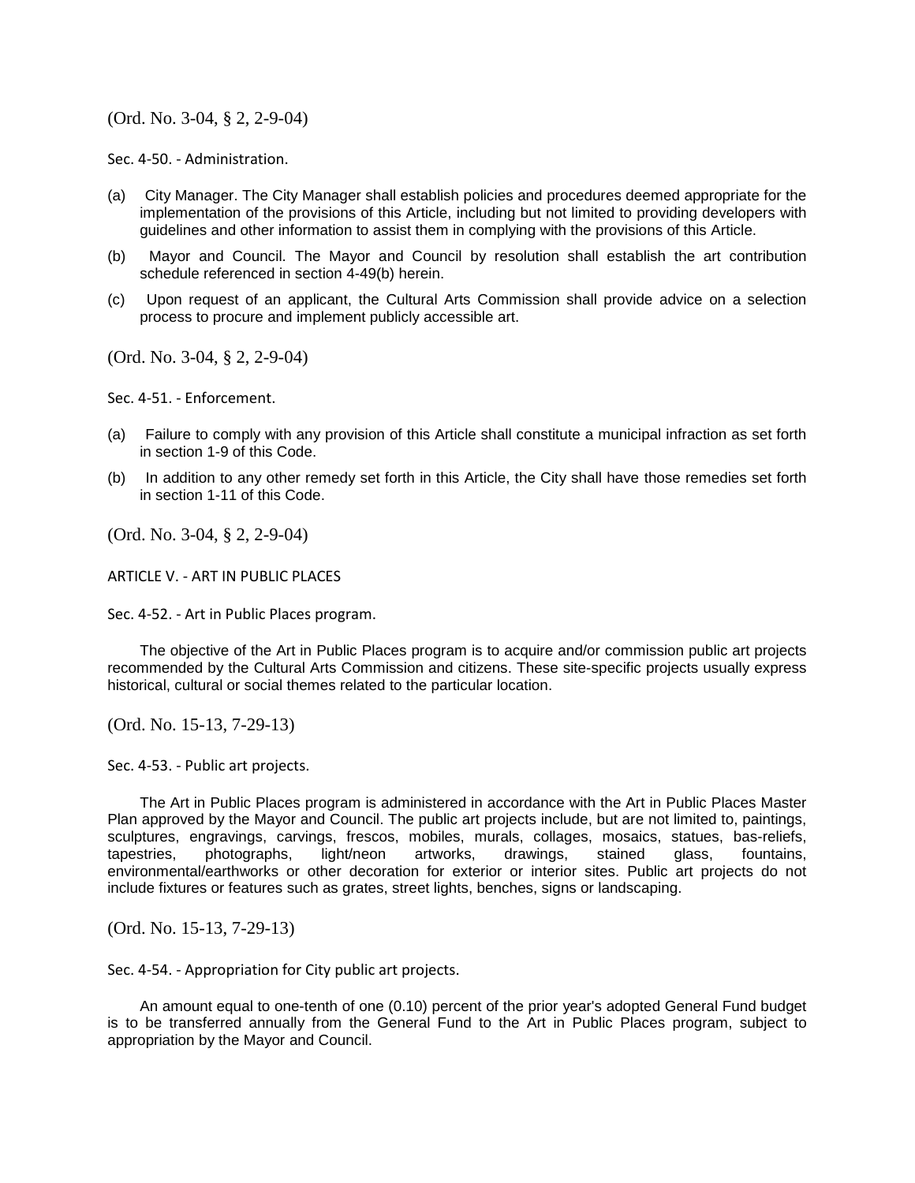(Ord. No. 3-04, § 2, 2-9-04)

Sec. 4-50. - Administration.

(a) City Manager. The City Manager shall establish policies and procedures deemed appropriate for the implementation of the provisions of this Article, including but not limited to providing developers with guidelines and other information to assist them in complying with the provisions of this Article.

(b) Mayor and Council. The Mayor and Council by resolution shall establish the art contribution schedule referenced in section 4-49(b) herein.

(c) Upon request of an applicant, the Cultural Arts Commission shall provide advice on a selection process to procure and implement publicly accessible art.

(Ord. No. 3-04, § 2, 2-9-04)

Sec. 4-51. - Enforcement.

(a) Failure to comply with any provision of this Article shall constitute a municipal infraction as set forth in section 1-9 of this Code.

(b) In addition to any other remedy set forth in this Article, the City shall have those remedies set forth in section 1-11 of this Code.

(Ord. No. 3-04, § 2, 2-9-04)

ARTICLE V. - ART IN PUBLIC PLACES

Sec. 4-52. - Art in Public Places program.

The objective of the Art in Public Places program is to acquire and/or commission public art projects recommended by the Cultural Arts Commission and citizens. These site-specific projects usually express historical, cultural or social themes related to the particular location.

(Ord. No. 15-13, 7-29-13)

Sec. 4-53. - Public art projects.

The Art in Public Places program is administered in accordance with the Art in Public Places Master Plan approved by the Mayor and Council. The public art projects include, but are not limited to, paintings, sculptures, engravings, carvings, frescos, mobiles, murals, collages, mosaics, statues, bas-reliefs, tapestries, photographs, light/neon artworks, drawings, stained glass, fountains, environmental/earthworks or other decoration for exterior or interior sites. Public art projects do not include fixtures or features such as grates, street lights, benches, signs or landscaping.

(Ord. No. 15-13, 7-29-13)

Sec. 4-54. - Appropriation for City public art projects.

An amount equal to one-tenth of one (0.10) percent of the prior year's adopted General Fund budget is to be transferred annually from the General Fund to the Art in Public Places program, subject to appropriation by the Mayor and Council.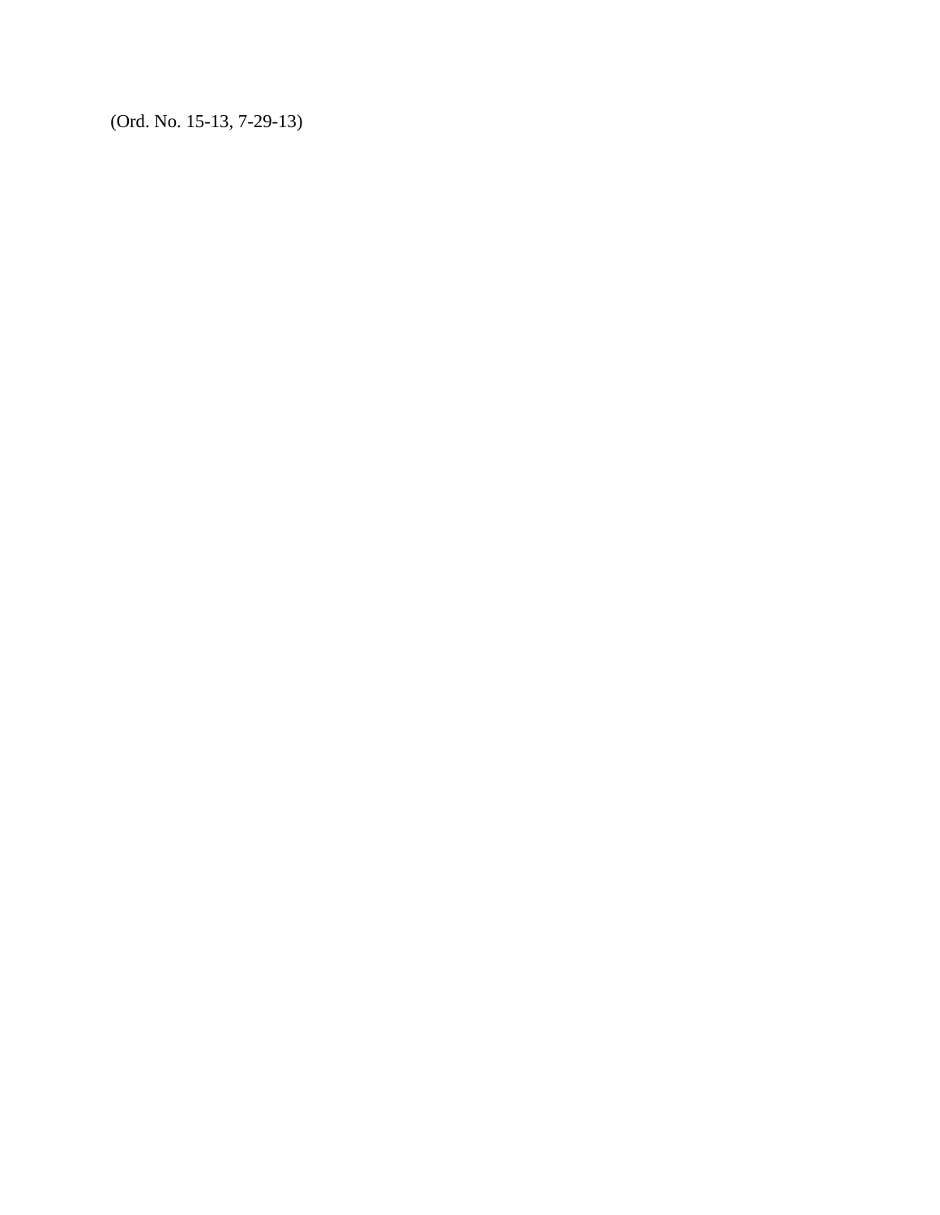(Ord. No. 15-13, 7-29-13)